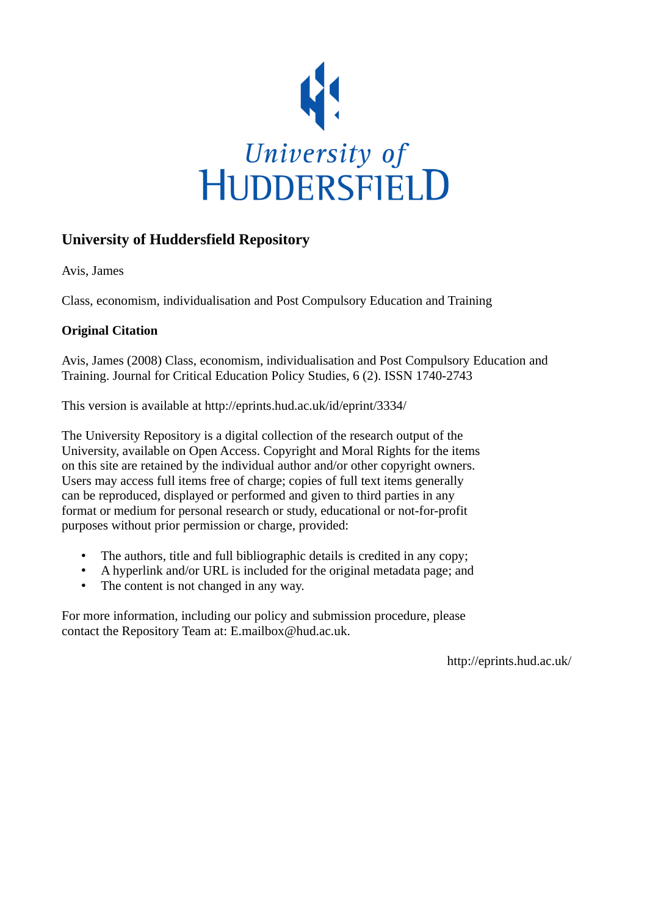University of Huddersfield

## University of Huddersfield Repository

Avis, James

Class, economism, individualisation and Post Compulsory Education and Training

### Original Citation

Avis, James (2008) Class, economism, individualisation and Post Compulsory Education and Training. Journal for Critical Education Policy Studies, 6 (2). ISSN 1740-2743

This version is available at http://eprints.hud.ac.uk/id/eprint/3334/

The University Repository is a digital collection of the research output of the University, available on Open Access. Copyright and Moral Rights for the items on this site are retained by the individual author and/or other copyright owners. Users may access full items free of charge; copies of full text items generally can be reproduced, displayed or performed and given to third parties in any format or medium for personal research or study, educational or not-for-profit purposes without prior permission or charge, provided:

- The authors, title and full bibliographic details is credited in any copy;
- A hyperlink and/or URL is included for the original metadata page; and
- The content is not changed in any way.

For more information, including our policy and submission procedure, please contact the Repository Team at: E.mailbox@hud.ac.uk.

http://eprints.hud.ac.uk/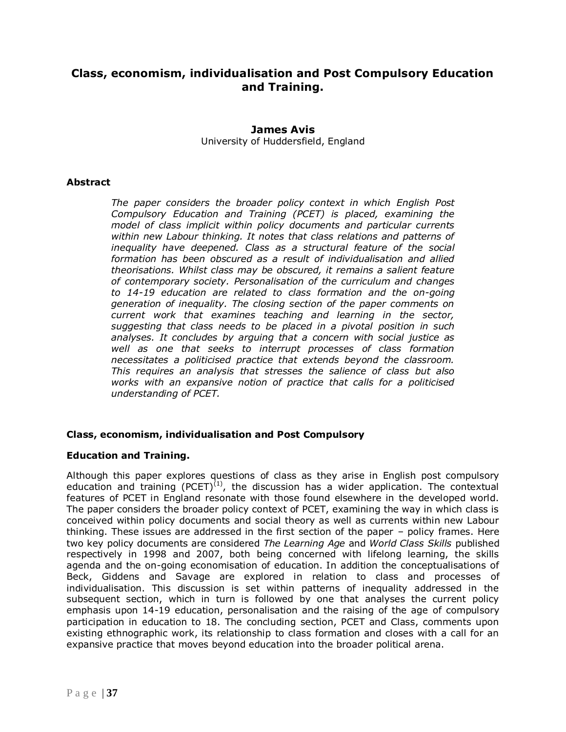# Class, economism, individualisation and Post Compulsory Education and Training.

**James Avis**
University of Huddersfield, England

### Abstract

*The paper considers the broader policy context in which English Post Compulsory Education and Training (PCET) is placed, examining the model of class implicit within policy documents and particular currents within new Labour thinking. It notes that class relations and patterns of inequality have deepened. Class as a structural feature of the social formation has been obscured as a result of individualisation and allied theorisations. Whilst class may be obscured, it remains a salient feature of contemporary society. Personalisation of the curriculum and changes to 14-19 education are related to class formation and the on-going generation of inequality. The closing section of the paper comments on current work that examines teaching and learning in the sector, suggesting that class needs to be placed in a pivotal position in such analyses. It concludes by arguing that a concern with social justice as well as one that seeks to interrupt processes of class formation necessitates a politicised practice that extends beyond the classroom. This requires an analysis that stresses the salience of class but also works with an expansive notion of practice that calls for a politicised understanding of PCET.*

### Class, economism, individualisation and Post Compulsory Education and Training.

Although this paper explores questions of class as they arise in English post compulsory education and training (PCET)[1], the discussion has a wider application. The contextual features of PCET in England resonate with those found elsewhere in the developed world. The paper considers the broader policy context of PCET, examining the way in which class is conceived within policy documents and social theory as well as currents within new Labour thinking. These issues are addressed in the first section of the paper – policy frames. Here two key policy documents are considered *The Learning Age* and *World Class Skills* published respectively in 1998 and 2007, both being concerned with lifelong learning, the skills agenda and the on-going economisation of education. In addition the conceptualisations of Beck, Giddens and Savage are explored in relation to class and processes of individualisation. This discussion is set within patterns of inequality addressed in the subsequent section, which in turn is followed by one that analyses the current policy emphasis upon 14-19 education, personalisation and the raising of the age of compulsory participation in education to 18. The concluding section, PCET and Class, comments upon existing ethnographic work, its relationship to class formation and closes with a call for an expansive practice that moves beyond education into the broader political arena.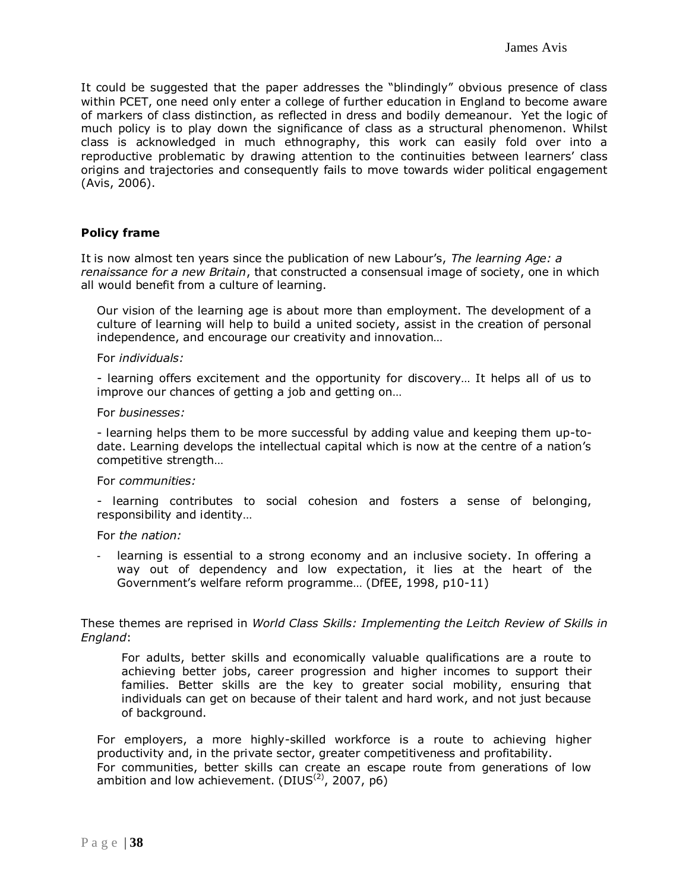It could be suggested that the paper addresses the "blindingly" obvious presence of class within PCET, one need only enter a college of further education in England to become aware of markers of class distinction, as reflected in dress and bodily demeanour. Yet the logic of much policy is to play down the significance of class as a structural phenomenon. Whilst class is acknowledged in much ethnography, this work can easily fold over into a reproductive problematic by drawing attention to the continuities between learners' class origins and trajectories and consequently fails to move towards wider political engagement (Avis, 2006).

## Policy frame

It is now almost ten years since the publication of new Labour's, *The learning Age: a renaissance for a new Britain*, that constructed a consensual image of society, one in which all would benefit from a culture of learning.

> Our vision of the learning age is about more than employment. The development of a culture of learning will help to build a united society, assist in the creation of personal independence, and encourage our creativity and innovation…
>
> For *individuals:*
>
> - learning offers excitement and the opportunity for discovery… It helps all of us to improve our chances of getting a job and getting on…
>
> For *businesses:*
>
> - learning helps them to be more successful by adding value and keeping them up-to-date. Learning develops the intellectual capital which is now at the centre of a nation's competitive strength…
>
> For *communities:*
>
> - learning contributes to social cohesion and fosters a sense of belonging, responsibility and identity…
>
> For *the nation:*
>
> - learning is essential to a strong economy and an inclusive society. In offering a way out of dependency and low expectation, it lies at the heart of the Government's welfare reform programme… (DfEE, 1998, p10-11)

These themes are reprised in *World Class Skills: Implementing the Leitch Review of Skills in England*:

> For adults, better skills and economically valuable qualifications are a route to achieving better jobs, career progression and higher incomes to support their families. Better skills are the key to greater social mobility, ensuring that individuals can get on because of their talent and hard work, and not just because of background.
>
> For employers, a more highly-skilled workforce is a route to achieving higher productivity and, in the private sector, greater competitiveness and profitability.
> For communities, better skills can create an escape route from generations of low ambition and low achievement. (DIUS[2], 2007, p6)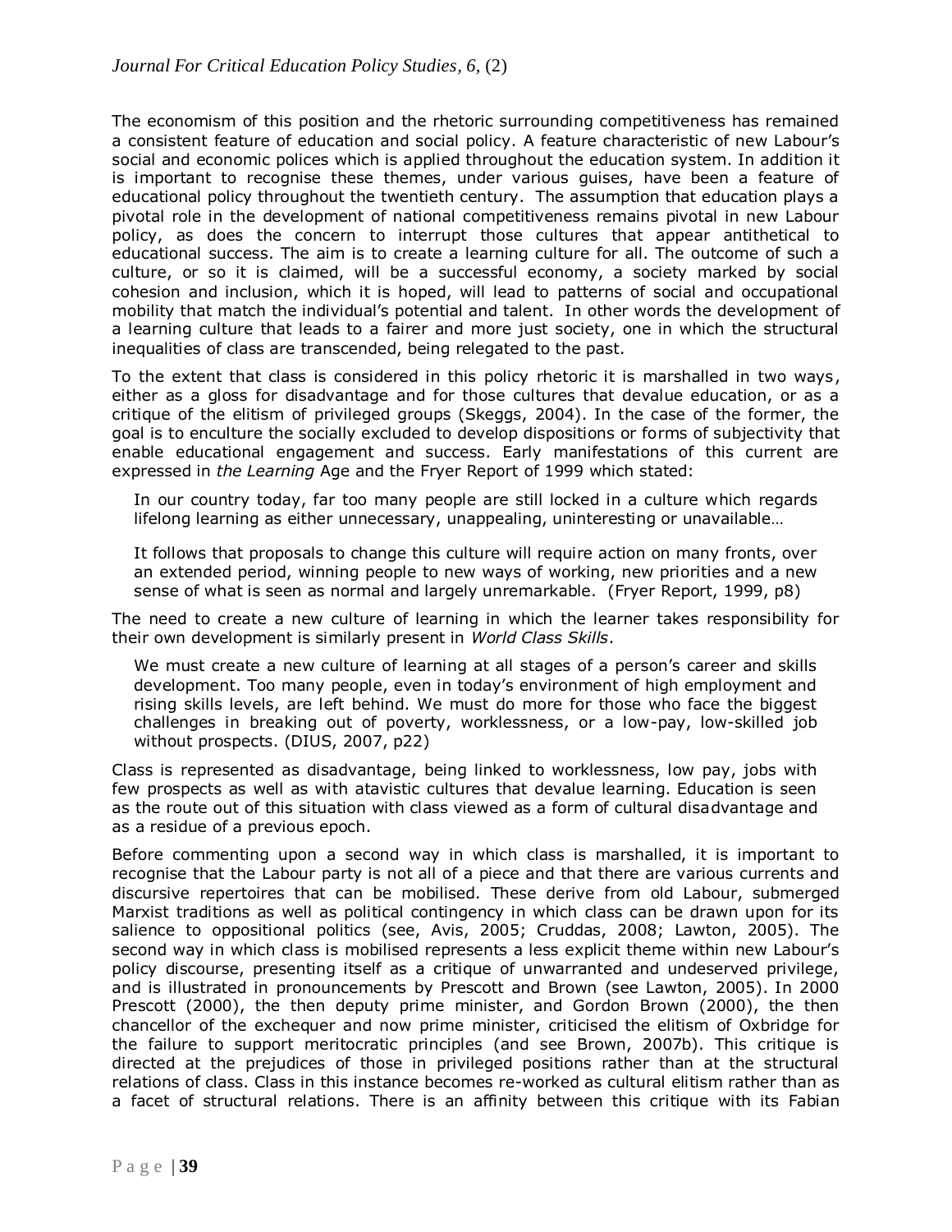The economism of this position and the rhetoric surrounding competitiveness has remained a consistent feature of education and social policy. A feature characteristic of new Labour's social and economic polices which is applied throughout the education system. In addition it is important to recognise these themes, under various guises, have been a feature of educational policy throughout the twentieth century. The assumption that education plays a pivotal role in the development of national competitiveness remains pivotal in new Labour policy, as does the concern to interrupt those cultures that appear antithetical to educational success. The aim is to create a learning culture for all. The outcome of such a culture, or so it is claimed, will be a successful economy, a society marked by social cohesion and inclusion, which it is hoped, will lead to patterns of social and occupational mobility that match the individual's potential and talent. In other words the development of a learning culture that leads to a fairer and more just society, one in which the structural inequalities of class are transcended, being relegated to the past.

To the extent that class is considered in this policy rhetoric it is marshalled in two ways, either as a gloss for disadvantage and for those cultures that devalue education, or as a critique of the elitism of privileged groups (Skeggs, 2004). In the case of the former, the goal is to enculture the socially excluded to develop dispositions or forms of subjectivity that enable educational engagement and success. Early manifestations of this current are expressed in *the Learning* Age and the Fryer Report of 1999 which stated:

> In our country today, far too many people are still locked in a culture which regards lifelong learning as either unnecessary, unappealing, uninteresting or unavailable…
>
> It follows that proposals to change this culture will require action on many fronts, over an extended period, winning people to new ways of working, new priorities and a new sense of what is seen as normal and largely unremarkable. (Fryer Report, 1999, p8)

The need to create a new culture of learning in which the learner takes responsibility for their own development is similarly present in *World Class Skills*.

> We must create a new culture of learning at all stages of a person's career and skills development. Too many people, even in today's environment of high employment and rising skills levels, are left behind. We must do more for those who face the biggest challenges in breaking out of poverty, worklessness, or a low-pay, low-skilled job without prospects. (DIUS, 2007, p22)

Class is represented as disadvantage, being linked to worklessness, low pay, jobs with few prospects as well as with atavistic cultures that devalue learning. Education is seen as the route out of this situation with class viewed as a form of cultural disadvantage and as a residue of a previous epoch.

Before commenting upon a second way in which class is marshalled, it is important to recognise that the Labour party is not all of a piece and that there are various currents and discursive repertoires that can be mobilised. These derive from old Labour, submerged Marxist traditions as well as political contingency in which class can be drawn upon for its salience to oppositional politics (see, Avis, 2005; Cruddas, 2008; Lawton, 2005). The second way in which class is mobilised represents a less explicit theme within new Labour's policy discourse, presenting itself as a critique of unwarranted and undeserved privilege, and is illustrated in pronouncements by Prescott and Brown (see Lawton, 2005). In 2000 Prescott (2000), the then deputy prime minister, and Gordon Brown (2000), the then chancellor of the exchequer and now prime minister, criticised the elitism of Oxbridge for the failure to support meritocratic principles (and see Brown, 2007b). This critique is directed at the prejudices of those in privileged positions rather than at the structural relations of class. Class in this instance becomes re-worked as cultural elitism rather than as a facet of structural relations. There is an affinity between this critique with its Fabian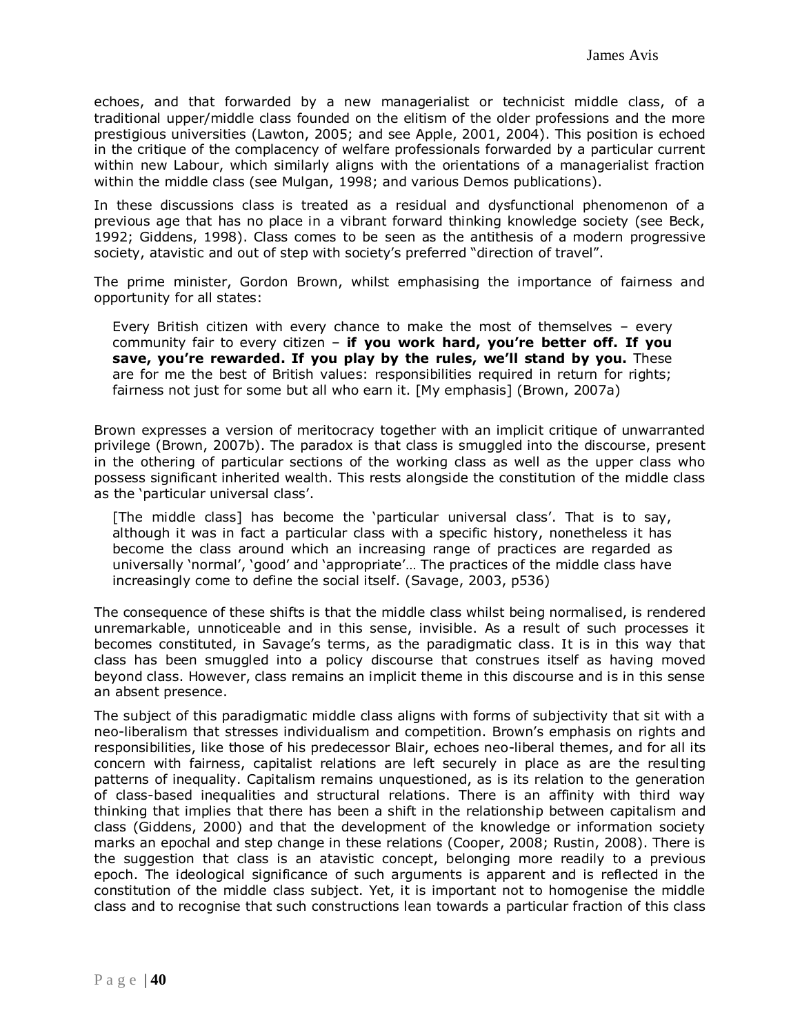echoes, and that forwarded by a new managerialist or technicist middle class, of a traditional upper/middle class founded on the elitism of the older professions and the more prestigious universities (Lawton, 2005; and see Apple, 2001, 2004). This position is echoed in the critique of the complacency of welfare professionals forwarded by a particular current within new Labour, which similarly aligns with the orientations of a managerialist fraction within the middle class (see Mulgan, 1998; and various Demos publications).

In these discussions class is treated as a residual and dysfunctional phenomenon of a previous age that has no place in a vibrant forward thinking knowledge society (see Beck, 1992; Giddens, 1998). Class comes to be seen as the antithesis of a modern progressive society, atavistic and out of step with society's preferred "direction of travel".

The prime minister, Gordon Brown, whilst emphasising the importance of fairness and opportunity for all states:

> Every British citizen with every chance to make the most of themselves – every community fair to every citizen – **if you work hard, you're better off. If you save, you're rewarded. If you play by the rules, we'll stand by you.** These are for me the best of British values: responsibilities required in return for rights; fairness not just for some but all who earn it. [My emphasis] (Brown, 2007a)

Brown expresses a version of meritocracy together with an implicit critique of unwarranted privilege (Brown, 2007b). The paradox is that class is smuggled into the discourse, present in the othering of particular sections of the working class as well as the upper class who possess significant inherited wealth. This rests alongside the constitution of the middle class as the 'particular universal class'.

> [The middle class] has become the 'particular universal class'. That is to say, although it was in fact a particular class with a specific history, nonetheless it has become the class around which an increasing range of practices are regarded as universally 'normal', 'good' and 'appropriate'… The practices of the middle class have increasingly come to define the social itself. (Savage, 2003, p536)

The consequence of these shifts is that the middle class whilst being normalised, is rendered unremarkable, unnoticeable and in this sense, invisible. As a result of such processes it becomes constituted, in Savage's terms, as the paradigmatic class. It is in this way that class has been smuggled into a policy discourse that construes itself as having moved beyond class. However, class remains an implicit theme in this discourse and is in this sense an absent presence.

The subject of this paradigmatic middle class aligns with forms of subjectivity that sit with a neo-liberalism that stresses individualism and competition. Brown's emphasis on rights and responsibilities, like those of his predecessor Blair, echoes neo-liberal themes, and for all its concern with fairness, capitalist relations are left securely in place as are the resulting patterns of inequality. Capitalism remains unquestioned, as is its relation to the generation of class-based inequalities and structural relations. There is an affinity with third way thinking that implies that there has been a shift in the relationship between capitalism and class (Giddens, 2000) and that the development of the knowledge or information society marks an epochal and step change in these relations (Cooper, 2008; Rustin, 2008). There is the suggestion that class is an atavistic concept, belonging more readily to a previous epoch. The ideological significance of such arguments is apparent and is reflected in the constitution of the middle class subject. Yet, it is important not to homogenise the middle class and to recognise that such constructions lean towards a particular fraction of this class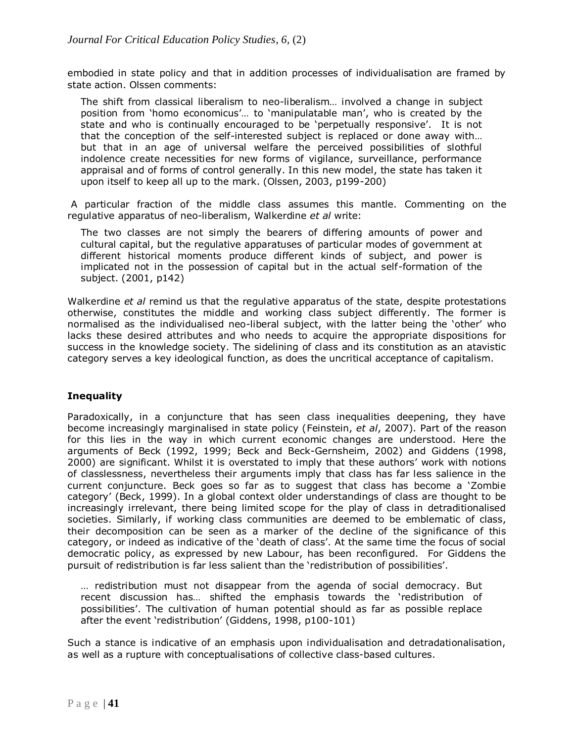embodied in state policy and that in addition processes of individualisation are framed by state action. Olssen comments:

> The shift from classical liberalism to neo-liberalism… involved a change in subject position from 'homo economicus'… to 'manipulatable man', who is created by the state and who is continually encouraged to be 'perpetually responsive'. It is not that the conception of the self-interested subject is replaced or done away with… but that in an age of universal welfare the perceived possibilities of slothful indolence create necessities for new forms of vigilance, surveillance, performance appraisal and of forms of control generally. In this new model, the state has taken it upon itself to keep all up to the mark. (Olssen, 2003, p199-200)

A particular fraction of the middle class assumes this mantle. Commenting on the regulative apparatus of neo-liberalism, Walkerdine *et al* write:

> The two classes are not simply the bearers of differing amounts of power and cultural capital, but the regulative apparatuses of particular modes of government at different historical moments produce different kinds of subject, and power is implicated not in the possession of capital but in the actual self-formation of the subject. (2001, p142)

Walkerdine *et al* remind us that the regulative apparatus of the state, despite protestations otherwise, constitutes the middle and working class subject differently. The former is normalised as the individualised neo-liberal subject, with the latter being the 'other' who lacks these desired attributes and who needs to acquire the appropriate dispositions for success in the knowledge society. The sidelining of class and its constitution as an atavistic category serves a key ideological function, as does the uncritical acceptance of capitalism.

## Inequality

Paradoxically, in a conjuncture that has seen class inequalities deepening, they have become increasingly marginalised in state policy (Feinstein, *et al*, 2007). Part of the reason for this lies in the way in which current economic changes are understood. Here the arguments of Beck (1992, 1999; Beck and Beck-Gernsheim, 2002) and Giddens (1998, 2000) are significant. Whilst it is overstated to imply that these authors' work with notions of classlessness, nevertheless their arguments imply that class has far less salience in the current conjuncture. Beck goes so far as to suggest that class has become a 'Zombie category' (Beck, 1999). In a global context older understandings of class are thought to be increasingly irrelevant, there being limited scope for the play of class in detraditionalised societies. Similarly, if working class communities are deemed to be emblematic of class, their decomposition can be seen as a marker of the decline of the significance of this category, or indeed as indicative of the 'death of class'. At the same time the focus of social democratic policy, as expressed by new Labour, has been reconfigured. For Giddens the pursuit of redistribution is far less salient than the 'redistribution of possibilities'.

> … redistribution must not disappear from the agenda of social democracy. But recent discussion has… shifted the emphasis towards the 'redistribution of possibilities'. The cultivation of human potential should as far as possible replace after the event 'redistribution' (Giddens, 1998, p100-101)

Such a stance is indicative of an emphasis upon individualisation and detradationalisation, as well as a rupture with conceptualisations of collective class-based cultures.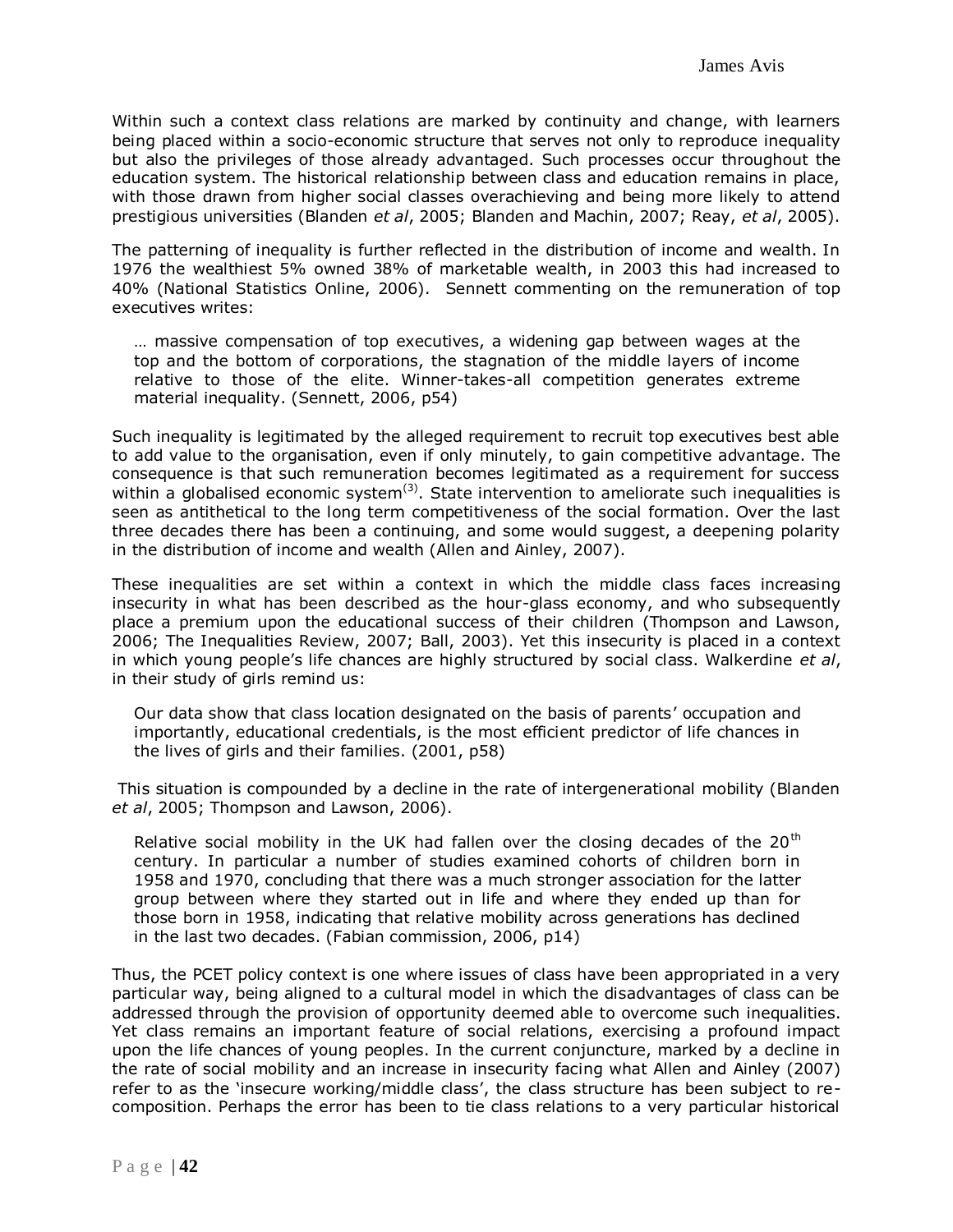Within such a context class relations are marked by continuity and change, with learners being placed within a socio-economic structure that serves not only to reproduce inequality but also the privileges of those already advantaged. Such processes occur throughout the education system. The historical relationship between class and education remains in place, with those drawn from higher social classes overachieving and being more likely to attend prestigious universities (Blanden *et al*, 2005; Blanden and Machin, 2007; Reay, *et al*, 2005).

The patterning of inequality is further reflected in the distribution of income and wealth. In 1976 the wealthiest 5% owned 38% of marketable wealth, in 2003 this had increased to 40% (National Statistics Online, 2006). Sennett commenting on the remuneration of top executives writes:

> … massive compensation of top executives, a widening gap between wages at the top and the bottom of corporations, the stagnation of the middle layers of income relative to those of the elite. Winner-takes-all competition generates extreme material inequality. (Sennett, 2006, p54)

Such inequality is legitimated by the alleged requirement to recruit top executives best able to add value to the organisation, even if only minutely, to gain competitive advantage. The consequence is that such remuneration becomes legitimated as a requirement for success within a globalised economic system[3]. State intervention to ameliorate such inequalities is seen as antithetical to the long term competitiveness of the social formation. Over the last three decades there has been a continuing, and some would suggest, a deepening polarity in the distribution of income and wealth (Allen and Ainley, 2007).

These inequalities are set within a context in which the middle class faces increasing insecurity in what has been described as the hour-glass economy, and who subsequently place a premium upon the educational success of their children (Thompson and Lawson, 2006; The Inequalities Review, 2007; Ball, 2003). Yet this insecurity is placed in a context in which young people's life chances are highly structured by social class. Walkerdine *et al*, in their study of girls remind us:

> Our data show that class location designated on the basis of parents' occupation and importantly, educational credentials, is the most efficient predictor of life chances in the lives of girls and their families. (2001, p58)

This situation is compounded by a decline in the rate of intergenerational mobility (Blanden *et al*, 2005; Thompson and Lawson, 2006).

> Relative social mobility in the UK had fallen over the closing decades of the 20th century. In particular a number of studies examined cohorts of children born in 1958 and 1970, concluding that there was a much stronger association for the latter group between where they started out in life and where they ended up than for those born in 1958, indicating that relative mobility across generations has declined in the last two decades. (Fabian commission, 2006, p14)

Thus, the PCET policy context is one where issues of class have been appropriated in a very particular way, being aligned to a cultural model in which the disadvantages of class can be addressed through the provision of opportunity deemed able to overcome such inequalities. Yet class remains an important feature of social relations, exercising a profound impact upon the life chances of young peoples. In the current conjuncture, marked by a decline in the rate of social mobility and an increase in insecurity facing what Allen and Ainley (2007) refer to as the 'insecure working/middle class', the class structure has been subject to re-composition. Perhaps the error has been to tie class relations to a very particular historical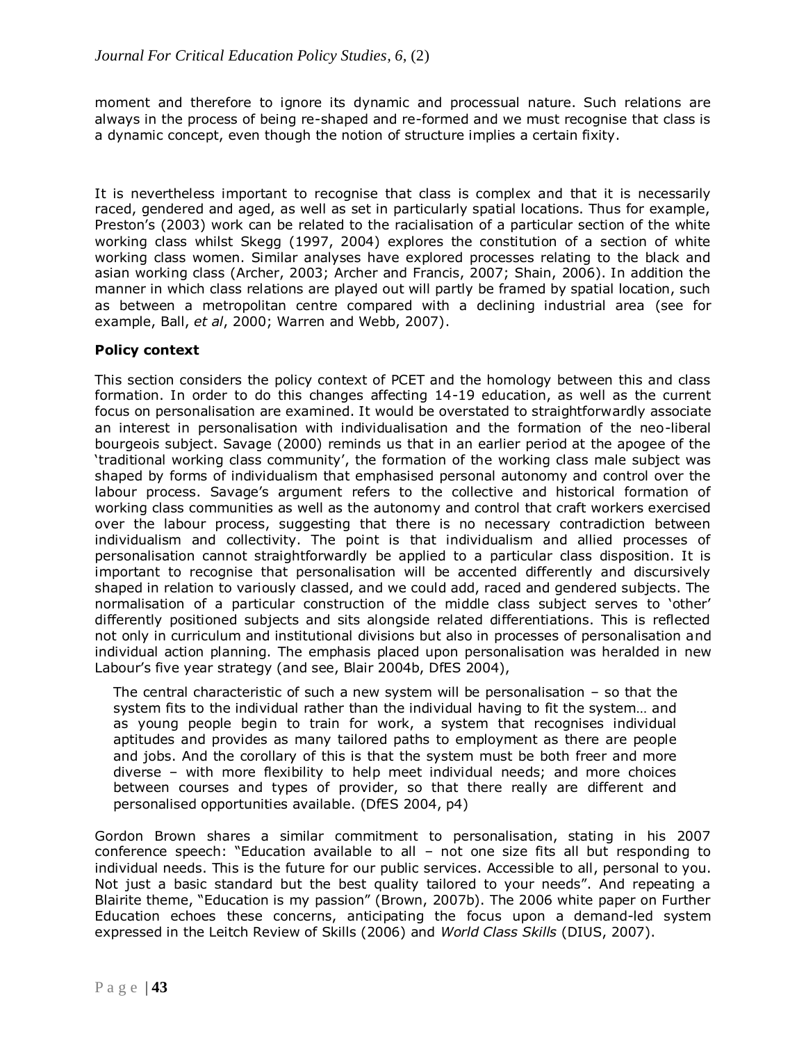moment and therefore to ignore its dynamic and processual nature. Such relations are always in the process of being re-shaped and re-formed and we must recognise that class is a dynamic concept, even though the notion of structure implies a certain fixity.

It is nevertheless important to recognise that class is complex and that it is necessarily raced, gendered and aged, as well as set in particularly spatial locations. Thus for example, Preston's (2003) work can be related to the racialisation of a particular section of the white working class whilst Skegg (1997, 2004) explores the constitution of a section of white working class women. Similar analyses have explored processes relating to the black and asian working class (Archer, 2003; Archer and Francis, 2007; Shain, 2006). In addition the manner in which class relations are played out will partly be framed by spatial location, such as between a metropolitan centre compared with a declining industrial area (see for example, Ball, *et al*, 2000; Warren and Webb, 2007).

**Policy context**

This section considers the policy context of PCET and the homology between this and class formation. In order to do this changes affecting 14-19 education, as well as the current focus on personalisation are examined. It would be overstated to straightforwardly associate an interest in personalisation with individualisation and the formation of the neo-liberal bourgeois subject. Savage (2000) reminds us that in an earlier period at the apogee of the 'traditional working class community', the formation of the working class male subject was shaped by forms of individualism that emphasised personal autonomy and control over the labour process. Savage's argument refers to the collective and historical formation of working class communities as well as the autonomy and control that craft workers exercised over the labour process, suggesting that there is no necessary contradiction between individualism and collectivity. The point is that individualism and allied processes of personalisation cannot straightforwardly be applied to a particular class disposition. It is important to recognise that personalisation will be accented differently and discursively shaped in relation to variously classed, and we could add, raced and gendered subjects. The normalisation of a particular construction of the middle class subject serves to 'other' differently positioned subjects and sits alongside related differentiations. This is reflected not only in curriculum and institutional divisions but also in processes of personalisation and individual action planning. The emphasis placed upon personalisation was heralded in new Labour's five year strategy (and see, Blair 2004b, DfES 2004),

> The central characteristic of such a new system will be personalisation – so that the system fits to the individual rather than the individual having to fit the system… and as young people begin to train for work, a system that recognises individual aptitudes and provides as many tailored paths to employment as there are people and jobs. And the corollary of this is that the system must be both freer and more diverse – with more flexibility to help meet individual needs; and more choices between courses and types of provider, so that there really are different and personalised opportunities available. (DfES 2004, p4)

Gordon Brown shares a similar commitment to personalisation, stating in his 2007 conference speech: "Education available to all – not one size fits all but responding to individual needs. This is the future for our public services. Accessible to all, personal to you. Not just a basic standard but the best quality tailored to your needs". And repeating a Blairite theme, "Education is my passion" (Brown, 2007b). The 2006 white paper on Further Education echoes these concerns, anticipating the focus upon a demand-led system expressed in the Leitch Review of Skills (2006) and *World Class Skills* (DIUS, 2007).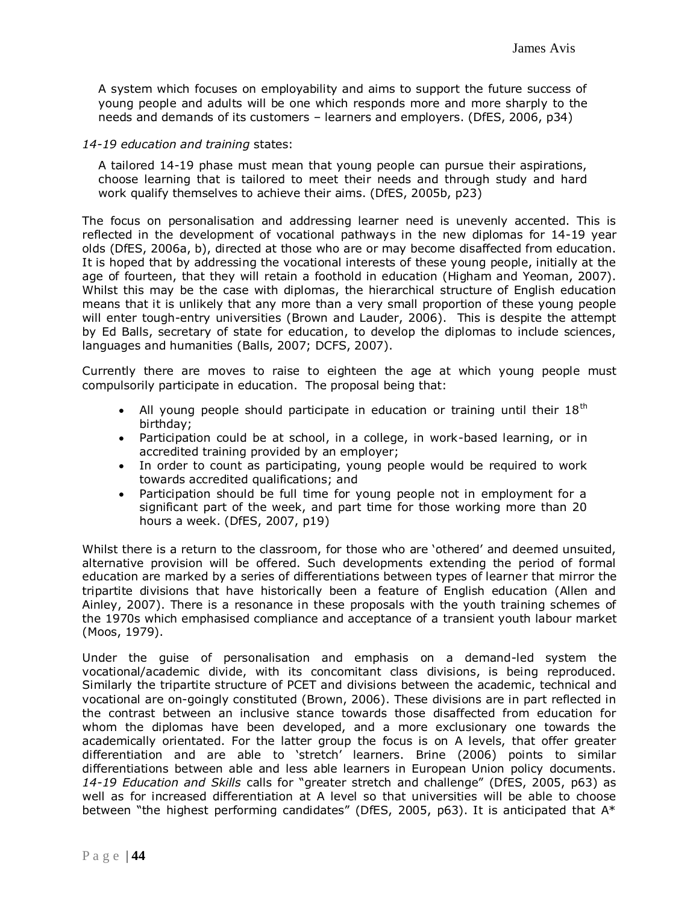> A system which focuses on employability and aims to support the future success of young people and adults will be one which responds more and more sharply to the needs and demands of its customers – learners and employers. (DfES, 2006, p34)

*14-19 education and training* states:

> A tailored 14-19 phase must mean that young people can pursue their aspirations, choose learning that is tailored to meet their needs and through study and hard work qualify themselves to achieve their aims. (DfES, 2005b, p23)

The focus on personalisation and addressing learner need is unevenly accented. This is reflected in the development of vocational pathways in the new diplomas for 14-19 year olds (DfES, 2006a, b), directed at those who are or may become disaffected from education. It is hoped that by addressing the vocational interests of these young people, initially at the age of fourteen, that they will retain a foothold in education (Higham and Yeoman, 2007). Whilst this may be the case with diplomas, the hierarchical structure of English education means that it is unlikely that any more than a very small proportion of these young people will enter tough-entry universities (Brown and Lauder, 2006). This is despite the attempt by Ed Balls, secretary of state for education, to develop the diplomas to include sciences, languages and humanities (Balls, 2007; DCFS, 2007).

Currently there are moves to raise to eighteen the age at which young people must compulsorily participate in education. The proposal being that:

> - All young people should participate in education or training until their 18th birthday;
> - Participation could be at school, in a college, in work-based learning, or in accredited training provided by an employer;
> - In order to count as participating, young people would be required to work towards accredited qualifications; and
> - Participation should be full time for young people not in employment for a significant part of the week, and part time for those working more than 20 hours a week. (DfES, 2007, p19)

Whilst there is a return to the classroom, for those who are 'othered' and deemed unsuited, alternative provision will be offered. Such developments extending the period of formal education are marked by a series of differentiations between types of learner that mirror the tripartite divisions that have historically been a feature of English education (Allen and Ainley, 2007). There is a resonance in these proposals with the youth training schemes of the 1970s which emphasised compliance and acceptance of a transient youth labour market (Moos, 1979).

Under the guise of personalisation and emphasis on a demand-led system the vocational/academic divide, with its concomitant class divisions, is being reproduced. Similarly the tripartite structure of PCET and divisions between the academic, technical and vocational are on-goingly constituted (Brown, 2006). These divisions are in part reflected in the contrast between an inclusive stance towards those disaffected from education for whom the diplomas have been developed, and a more exclusionary one towards the academically orientated. For the latter group the focus is on A levels, that offer greater differentiation and are able to 'stretch' learners. Brine (2006) points to similar differentiations between able and less able learners in European Union policy documents. *14-19 Education and Skills* calls for "greater stretch and challenge" (DfES, 2005, p63) as well as for increased differentiation at A level so that universities will be able to choose between "the highest performing candidates" (DfES, 2005, p63). It is anticipated that A*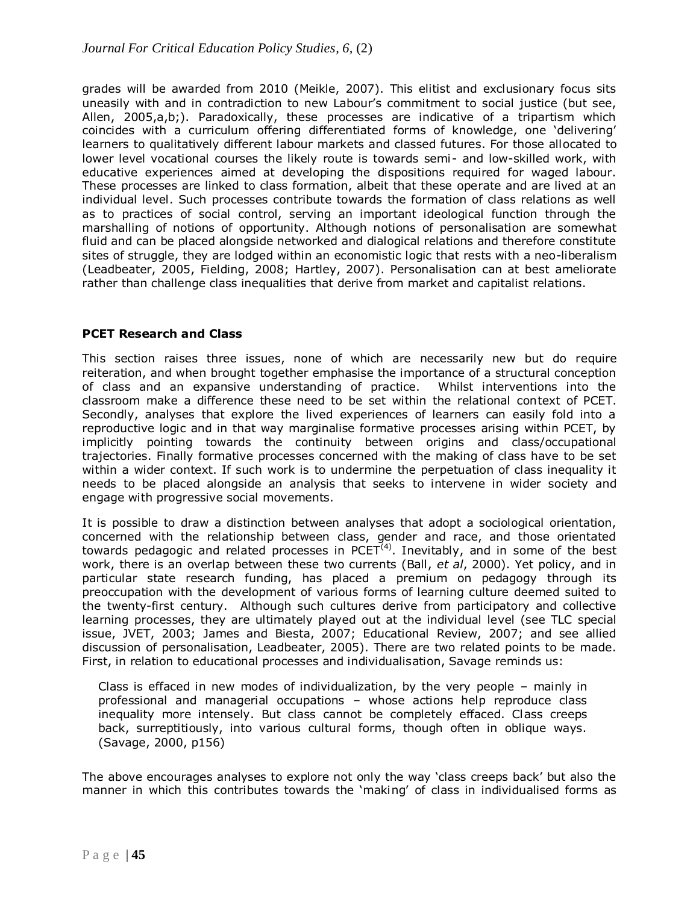grades will be awarded from 2010 (Meikle, 2007). This elitist and exclusionary focus sits uneasily with and in contradiction to new Labour's commitment to social justice (but see, Allen, 2005,a,b;). Paradoxically, these processes are indicative of a tripartism which coincides with a curriculum offering differentiated forms of knowledge, one 'delivering' learners to qualitatively different labour markets and classed futures. For those allocated to lower level vocational courses the likely route is towards semi- and low-skilled work, with educative experiences aimed at developing the dispositions required for waged labour. These processes are linked to class formation, albeit that these operate and are lived at an individual level. Such processes contribute towards the formation of class relations as well as to practices of social control, serving an important ideological function through the marshalling of notions of opportunity. Although notions of personalisation are somewhat fluid and can be placed alongside networked and dialogical relations and therefore constitute sites of struggle, they are lodged within an economistic logic that rests with a neo-liberalism (Leadbeater, 2005, Fielding, 2008; Hartley, 2007). Personalisation can at best ameliorate rather than challenge class inequalities that derive from market and capitalist relations.

## PCET Research and Class

This section raises three issues, none of which are necessarily new but do require reiteration, and when brought together emphasise the importance of a structural conception of class and an expansive understanding of practice. Whilst interventions into the classroom make a difference these need to be set within the relational context of PCET. Secondly, analyses that explore the lived experiences of learners can easily fold into a reproductive logic and in that way marginalise formative processes arising within PCET, by implicitly pointing towards the continuity between origins and class/occupational trajectories. Finally formative processes concerned with the making of class have to be set within a wider context. If such work is to undermine the perpetuation of class inequality it needs to be placed alongside an analysis that seeks to intervene in wider society and engage with progressive social movements.

It is possible to draw a distinction between analyses that adopt a sociological orientation, concerned with the relationship between class, gender and race, and those orientated towards pedagogic and related processes in PCET[(4)]. Inevitably, and in some of the best work, there is an overlap between these two currents (Ball, *et al*, 2000). Yet policy, and in particular state research funding, has placed a premium on pedagogy through its preoccupation with the development of various forms of learning culture deemed suited to the twenty-first century. Although such cultures derive from participatory and collective learning processes, they are ultimately played out at the individual level (see TLC special issue, JVET, 2003; James and Biesta, 2007; Educational Review, 2007; and see allied discussion of personalisation, Leadbeater, 2005). There are two related points to be made. First, in relation to educational processes and individualisation, Savage reminds us:

> Class is effaced in new modes of individualization, by the very people – mainly in professional and managerial occupations – whose actions help reproduce class inequality more intensely. But class cannot be completely effaced. Class creeps back, surreptitiously, into various cultural forms, though often in oblique ways. (Savage, 2000, p156)

The above encourages analyses to explore not only the way 'class creeps back' but also the manner in which this contributes towards the 'making' of class in individualised forms as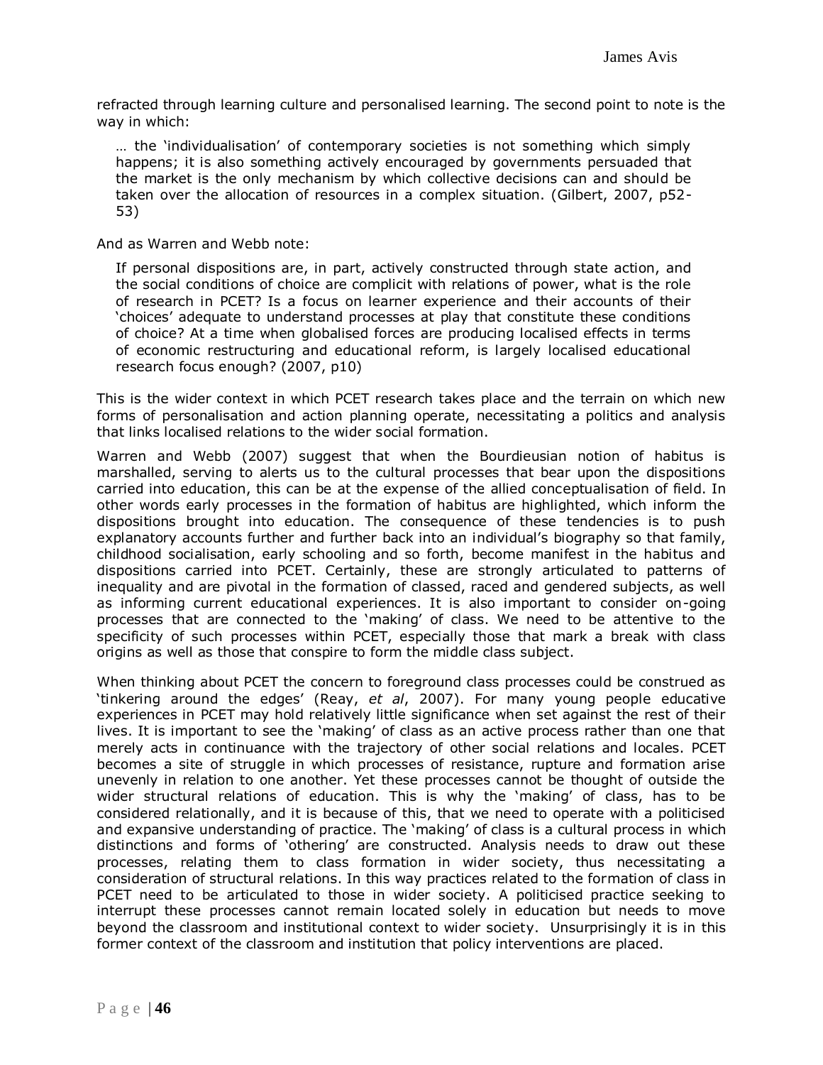refracted through learning culture and personalised learning. The second point to note is the way in which:

> … the 'individualisation' of contemporary societies is not something which simply happens; it is also something actively encouraged by governments persuaded that the market is the only mechanism by which collective decisions can and should be taken over the allocation of resources in a complex situation. (Gilbert, 2007, p52-53)

And as Warren and Webb note:

> If personal dispositions are, in part, actively constructed through state action, and the social conditions of choice are complicit with relations of power, what is the role of research in PCET? Is a focus on learner experience and their accounts of their 'choices' adequate to understand processes at play that constitute these conditions of choice? At a time when globalised forces are producing localised effects in terms of economic restructuring and educational reform, is largely localised educational research focus enough? (2007, p10)

This is the wider context in which PCET research takes place and the terrain on which new forms of personalisation and action planning operate, necessitating a politics and analysis that links localised relations to the wider social formation.

Warren and Webb (2007) suggest that when the Bourdieusian notion of habitus is marshalled, serving to alerts us to the cultural processes that bear upon the dispositions carried into education, this can be at the expense of the allied conceptualisation of field. In other words early processes in the formation of habitus are highlighted, which inform the dispositions brought into education. The consequence of these tendencies is to push explanatory accounts further and further back into an individual's biography so that family, childhood socialisation, early schooling and so forth, become manifest in the habitus and dispositions carried into PCET. Certainly, these are strongly articulated to patterns of inequality and are pivotal in the formation of classed, raced and gendered subjects, as well as informing current educational experiences. It is also important to consider on-going processes that are connected to the 'making' of class. We need to be attentive to the specificity of such processes within PCET, especially those that mark a break with class origins as well as those that conspire to form the middle class subject.

When thinking about PCET the concern to foreground class processes could be construed as 'tinkering around the edges' (Reay, *et al*, 2007). For many young people educative experiences in PCET may hold relatively little significance when set against the rest of their lives. It is important to see the 'making' of class as an active process rather than one that merely acts in continuance with the trajectory of other social relations and locales. PCET becomes a site of struggle in which processes of resistance, rupture and formation arise unevenly in relation to one another. Yet these processes cannot be thought of outside the wider structural relations of education. This is why the 'making' of class, has to be considered relationally, and it is because of this, that we need to operate with a politicised and expansive understanding of practice. The 'making' of class is a cultural process in which distinctions and forms of 'othering' are constructed. Analysis needs to draw out these processes, relating them to class formation in wider society, thus necessitating a consideration of structural relations. In this way practices related to the formation of class in PCET need to be articulated to those in wider society. A politicised practice seeking to interrupt these processes cannot remain located solely in education but needs to move beyond the classroom and institutional context to wider society. Unsurprisingly it is in this former context of the classroom and institution that policy interventions are placed.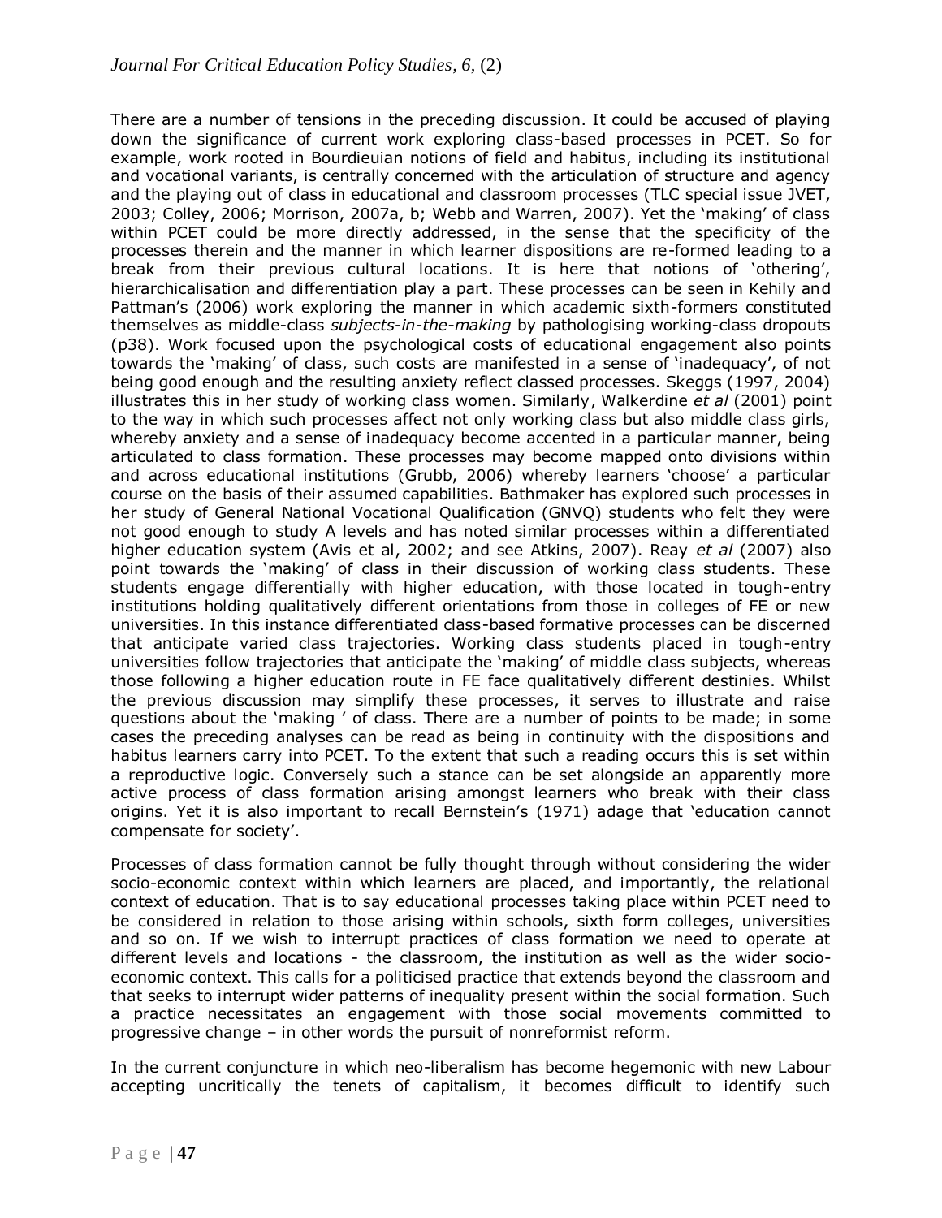There are a number of tensions in the preceding discussion. It could be accused of playing down the significance of current work exploring class-based processes in PCET. So for example, work rooted in Bourdieuian notions of field and habitus, including its institutional and vocational variants, is centrally concerned with the articulation of structure and agency and the playing out of class in educational and classroom processes (TLC special issue JVET, 2003; Colley, 2006; Morrison, 2007a, b; Webb and Warren, 2007). Yet the 'making' of class within PCET could be more directly addressed, in the sense that the specificity of the processes therein and the manner in which learner dispositions are re-formed leading to a break from their previous cultural locations. It is here that notions of 'othering', hierarchicalisation and differentiation play a part. These processes can be seen in Kehily and Pattman's (2006) work exploring the manner in which academic sixth-formers constituted themselves as middle-class *subjects-in-the-making* by pathologising working-class dropouts (p38). Work focused upon the psychological costs of educational engagement also points towards the 'making' of class, such costs are manifested in a sense of 'inadequacy', of not being good enough and the resulting anxiety reflect classed processes. Skeggs (1997, 2004) illustrates this in her study of working class women. Similarly, Walkerdine *et al* (2001) point to the way in which such processes affect not only working class but also middle class girls, whereby anxiety and a sense of inadequacy become accented in a particular manner, being articulated to class formation. These processes may become mapped onto divisions within and across educational institutions (Grubb, 2006) whereby learners 'choose' a particular course on the basis of their assumed capabilities. Bathmaker has explored such processes in her study of General National Vocational Qualification (GNVQ) students who felt they were not good enough to study A levels and has noted similar processes within a differentiated higher education system (Avis et al, 2002; and see Atkins, 2007). Reay *et al* (2007) also point towards the 'making' of class in their discussion of working class students. These students engage differentially with higher education, with those located in tough-entry institutions holding qualitatively different orientations from those in colleges of FE or new universities. In this instance differentiated class-based formative processes can be discerned that anticipate varied class trajectories. Working class students placed in tough-entry universities follow trajectories that anticipate the 'making' of middle class subjects, whereas those following a higher education route in FE face qualitatively different destinies. Whilst the previous discussion may simplify these processes, it serves to illustrate and raise questions about the 'making ' of class. There are a number of points to be made; in some cases the preceding analyses can be read as being in continuity with the dispositions and habitus learners carry into PCET. To the extent that such a reading occurs this is set within a reproductive logic. Conversely such a stance can be set alongside an apparently more active process of class formation arising amongst learners who break with their class origins. Yet it is also important to recall Bernstein's (1971) adage that 'education cannot compensate for society'.

Processes of class formation cannot be fully thought through without considering the wider socio-economic context within which learners are placed, and importantly, the relational context of education. That is to say educational processes taking place within PCET need to be considered in relation to those arising within schools, sixth form colleges, universities and so on. If we wish to interrupt practices of class formation we need to operate at different levels and locations - the classroom, the institution as well as the wider socio-economic context. This calls for a politicised practice that extends beyond the classroom and that seeks to interrupt wider patterns of inequality present within the social formation. Such a practice necessitates an engagement with those social movements committed to progressive change – in other words the pursuit of nonreformist reform.

In the current conjuncture in which neo-liberalism has become hegemonic with new Labour accepting uncritically the tenets of capitalism, it becomes difficult to identify such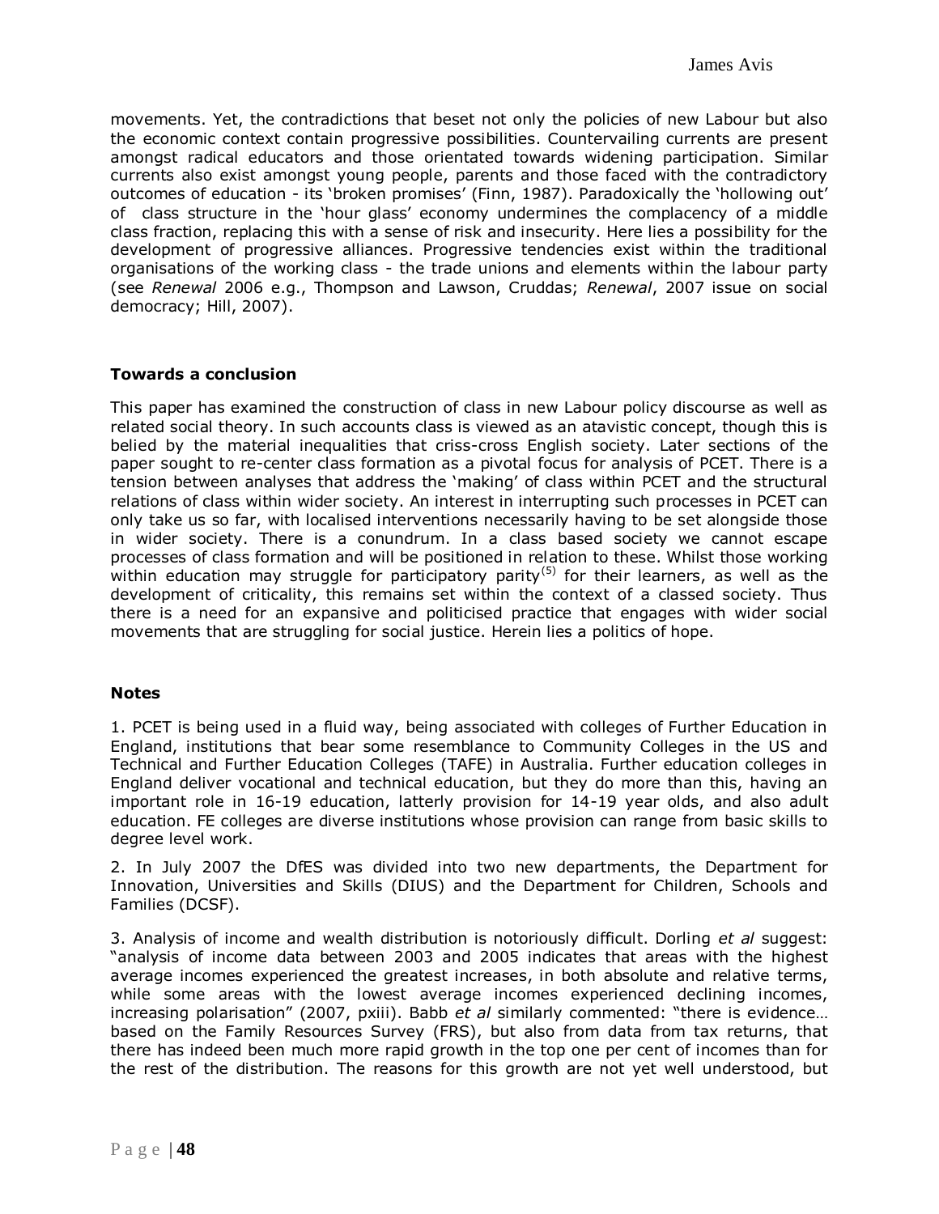movements. Yet, the contradictions that beset not only the policies of new Labour but also the economic context contain progressive possibilities. Countervailing currents are present amongst radical educators and those orientated towards widening participation. Similar currents also exist amongst young people, parents and those faced with the contradictory outcomes of education - its 'broken promises' (Finn, 1987). Paradoxically the 'hollowing out' of class structure in the 'hour glass' economy undermines the complacency of a middle class fraction, replacing this with a sense of risk and insecurity. Here lies a possibility for the development of progressive alliances. Progressive tendencies exist within the traditional organisations of the working class - the trade unions and elements within the labour party (see *Renewal* 2006 e.g., Thompson and Lawson, Cruddas; *Renewal*, 2007 issue on social democracy; Hill, 2007).

### Towards a conclusion

This paper has examined the construction of class in new Labour policy discourse as well as related social theory. In such accounts class is viewed as an atavistic concept, though this is belied by the material inequalities that criss-cross English society. Later sections of the paper sought to re-center class formation as a pivotal focus for analysis of PCET. There is a tension between analyses that address the 'making' of class within PCET and the structural relations of class within wider society. An interest in interrupting such processes in PCET can only take us so far, with localised interventions necessarily having to be set alongside those in wider society. There is a conundrum. In a class based society we cannot escape processes of class formation and will be positioned in relation to these. Whilst those working within education may struggle for participatory parity[5] for their learners, as well as the development of criticality, this remains set within the context of a classed society. Thus there is a need for an expansive and politicised practice that engages with wider social movements that are struggling for social justice. Herein lies a politics of hope.

### Notes

1. PCET is being used in a fluid way, being associated with colleges of Further Education in England, institutions that bear some resemblance to Community Colleges in the US and Technical and Further Education Colleges (TAFE) in Australia. Further education colleges in England deliver vocational and technical education, but they do more than this, having an important role in 16-19 education, latterly provision for 14-19 year olds, and also adult education. FE colleges are diverse institutions whose provision can range from basic skills to degree level work.

2. In July 2007 the DfES was divided into two new departments, the Department for Innovation, Universities and Skills (DIUS) and the Department for Children, Schools and Families (DCSF).

3. Analysis of income and wealth distribution is notoriously difficult. Dorling *et al* suggest: "analysis of income data between 2003 and 2005 indicates that areas with the highest average incomes experienced the greatest increases, in both absolute and relative terms, while some areas with the lowest average incomes experienced declining incomes, increasing polarisation" (2007, pxiii). Babb *et al* similarly commented: "there is evidence… based on the Family Resources Survey (FRS), but also from data from tax returns, that there has indeed been much more rapid growth in the top one per cent of incomes than for the rest of the distribution. The reasons for this growth are not yet well understood, but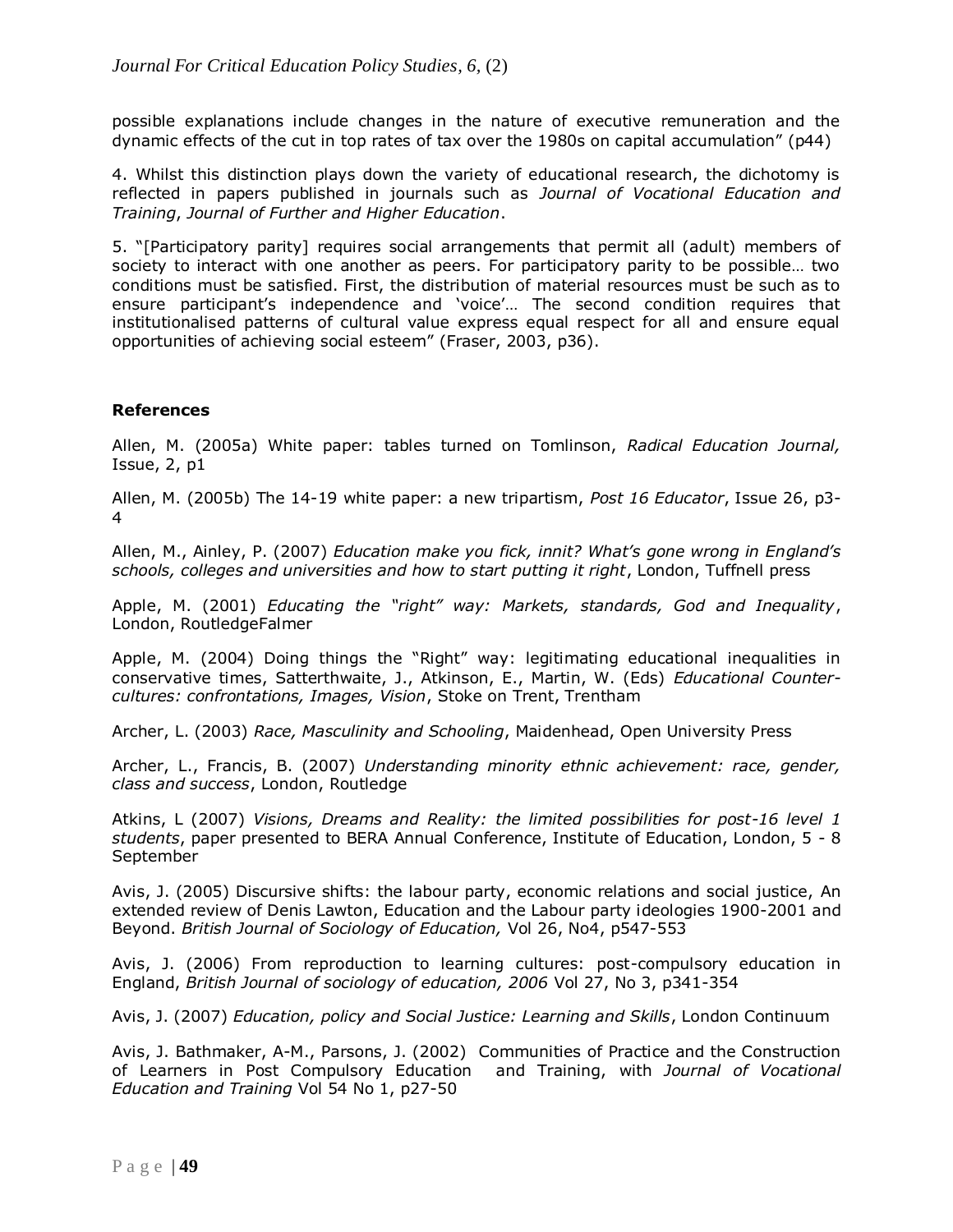possible explanations include changes in the nature of executive remuneration and the dynamic effects of the cut in top rates of tax over the 1980s on capital accumulation" (p44)

4. Whilst this distinction plays down the variety of educational research, the dichotomy is reflected in papers published in journals such as *Journal of Vocational Education and Training*, *Journal of Further and Higher Education*.

5. "[Participatory parity] requires social arrangements that permit all (adult) members of society to interact with one another as peers. For participatory parity to be possible… two conditions must be satisfied. First, the distribution of material resources must be such as to ensure participant's independence and 'voice'… The second condition requires that institutionalised patterns of cultural value express equal respect for all and ensure equal opportunities of achieving social esteem" (Fraser, 2003, p36).

## References

Allen, M. (2005a) White paper: tables turned on Tomlinson, *Radical Education Journal,* Issue, 2, p1

Allen, M. (2005b) The 14-19 white paper: a new tripartism, *Post 16 Educator*, Issue 26, p3-4

Allen, M., Ainley, P. (2007) *Education make you fick, innit? What's gone wrong in England's schools, colleges and universities and how to start putting it right*, London, Tuffnell press

Apple, M. (2001) *Educating the "right" way: Markets, standards, God and Inequality*, London, RoutledgeFalmer

Apple, M. (2004) Doing things the "Right" way: legitimating educational inequalities in conservative times, Satterthwaite, J., Atkinson, E., Martin, W. (Eds) *Educational Counter-cultures: confrontations, Images, Vision*, Stoke on Trent, Trentham

Archer, L. (2003) *Race, Masculinity and Schooling*, Maidenhead, Open University Press

Archer, L., Francis, B. (2007) *Understanding minority ethnic achievement: race, gender, class and success*, London, Routledge

Atkins, L (2007) *Visions, Dreams and Reality: the limited possibilities for post-16 level 1 students*, paper presented to BERA Annual Conference, Institute of Education, London, 5 - 8 September

Avis, J. (2005) Discursive shifts: the labour party, economic relations and social justice, An extended review of Denis Lawton, Education and the Labour party ideologies 1900-2001 and Beyond. *British Journal of Sociology of Education,* Vol 26, No4, p547-553

Avis, J. (2006) From reproduction to learning cultures: post-compulsory education in England, *British Journal of sociology of education, 2006* Vol 27, No 3, p341-354

Avis, J. (2007) *Education, policy and Social Justice: Learning and Skills*, London Continuum

Avis, J. Bathmaker, A-M., Parsons, J. (2002) Communities of Practice and the Construction of Learners in Post Compulsory Education and Training, with *Journal of Vocational Education and Training* Vol 54 No 1, p27-50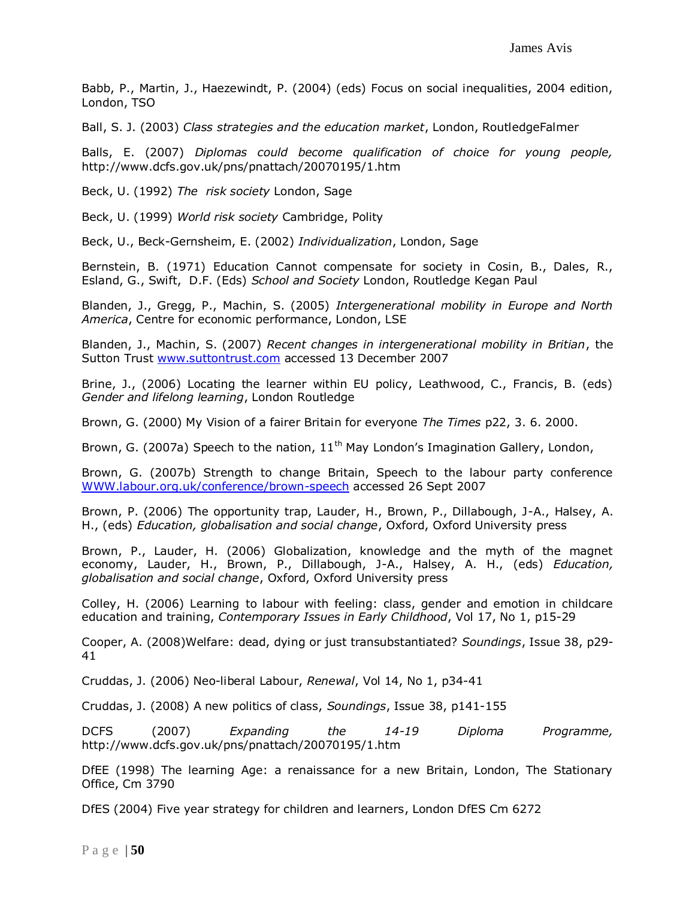Babb, P., Martin, J., Haezewindt, P. (2004) (eds) Focus on social inequalities, 2004 edition, London, TSO

Ball, S. J. (2003) *Class strategies and the education market*, London, RoutledgeFalmer

Balls, E. (2007) *Diplomas could become qualification of choice for young people,* http://www.dcfs.gov.uk/pns/pnattach/20070195/1.htm

Beck, U. (1992) *The risk society* London, Sage

Beck, U. (1999) *World risk society* Cambridge, Polity

Beck, U., Beck-Gernsheim, E. (2002) *Individualization*, London, Sage

Bernstein, B. (1971) Education Cannot compensate for society in Cosin, B., Dales, R., Esland, G., Swift, D.F. (Eds) *School and Society* London, Routledge Kegan Paul

Blanden, J., Gregg, P., Machin, S. (2005) *Intergenerational mobility in Europe and North America*, Centre for economic performance, London, LSE

Blanden, J., Machin, S. (2007) *Recent changes in intergenerational mobility in Britian*, the Sutton Trust www.suttontrust.com accessed 13 December 2007

Brine, J., (2006) Locating the learner within EU policy, Leathwood, C., Francis, B. (eds) *Gender and lifelong learning*, London Routledge

Brown, G. (2000) My Vision of a fairer Britain for everyone *The Times* p22, 3. 6. 2000.

Brown, G. (2007a) Speech to the nation, 11th May London's Imagination Gallery, London,

Brown, G. (2007b) Strength to change Britain, Speech to the labour party conference WWW.labour.org.uk/conference/brown-speech accessed 26 Sept 2007

Brown, P. (2006) The opportunity trap, Lauder, H., Brown, P., Dillabough, J-A., Halsey, A. H., (eds) *Education, globalisation and social change*, Oxford, Oxford University press

Brown, P., Lauder, H. (2006) Globalization, knowledge and the myth of the magnet economy, Lauder, H., Brown, P., Dillabough, J-A., Halsey, A. H., (eds) *Education, globalisation and social change*, Oxford, Oxford University press

Colley, H. (2006) Learning to labour with feeling: class, gender and emotion in childcare education and training, *Contemporary Issues in Early Childhood*, Vol 17, No 1, p15-29

Cooper, A. (2008)Welfare: dead, dying or just transubstantiated? *Soundings*, Issue 38, p29-41

Cruddas, J. (2006) Neo-liberal Labour, *Renewal*, Vol 14, No 1, p34-41

Cruddas, J. (2008) A new politics of class, *Soundings*, Issue 38, p141-155

DCFS (2007) *Expanding the 14-19 Diploma Programme,* http://www.dcfs.gov.uk/pns/pnattach/20070195/1.htm

DfEE (1998) The learning Age: a renaissance for a new Britain, London, The Stationary Office, Cm 3790

DfES (2004) Five year strategy for children and learners, London DfES Cm 6272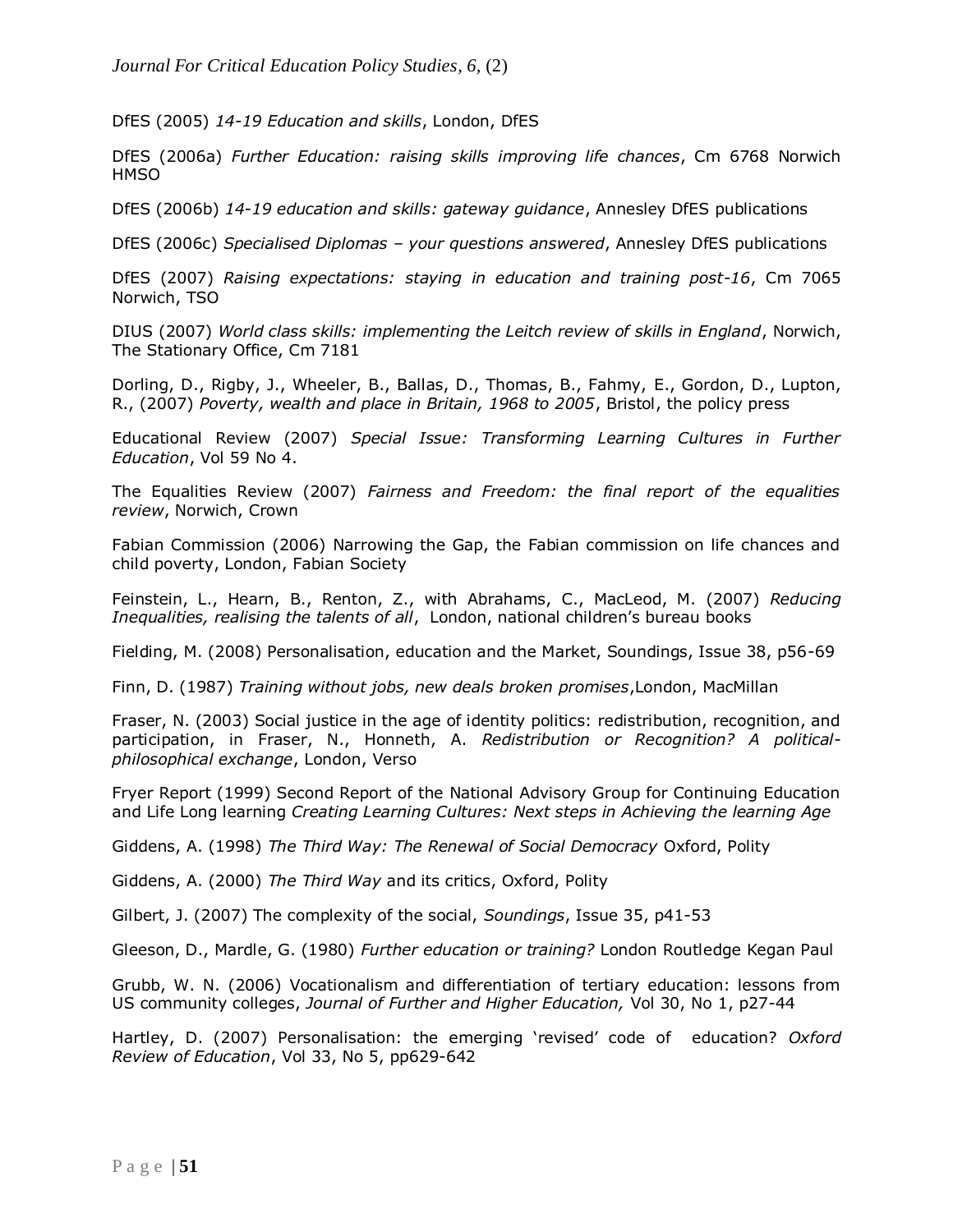DfES (2005) *14-19 Education and skills*, London, DfES

DfES (2006a) *Further Education: raising skills improving life chances*, Cm 6768 Norwich HMSO

DfES (2006b) *14-19 education and skills: gateway guidance*, Annesley DfES publications

DfES (2006c) *Specialised Diplomas – your questions answered*, Annesley DfES publications

DfES (2007) *Raising expectations: staying in education and training post-16*, Cm 7065 Norwich, TSO

DIUS (2007) *World class skills: implementing the Leitch review of skills in England*, Norwich, The Stationary Office, Cm 7181

Dorling, D., Rigby, J., Wheeler, B., Ballas, D., Thomas, B., Fahmy, E., Gordon, D., Lupton, R., (2007) *Poverty, wealth and place in Britain, 1968 to 2005*, Bristol, the policy press

Educational Review (2007) *Special Issue: Transforming Learning Cultures in Further Education*, Vol 59 No 4.

The Equalities Review (2007) *Fairness and Freedom: the final report of the equalities review*, Norwich, Crown

Fabian Commission (2006) Narrowing the Gap, the Fabian commission on life chances and child poverty, London, Fabian Society

Feinstein, L., Hearn, B., Renton, Z., with Abrahams, C., MacLeod, M. (2007) *Reducing Inequalities, realising the talents of all*, London, national children's bureau books

Fielding, M. (2008) Personalisation, education and the Market, Soundings, Issue 38, p56-69

Finn, D. (1987) *Training without jobs, new deals broken promises*,London, MacMillan

Fraser, N. (2003) Social justice in the age of identity politics: redistribution, recognition, and participation, in Fraser, N., Honneth, A. *Redistribution or Recognition? A political-philosophical exchange*, London, Verso

Fryer Report (1999) Second Report of the National Advisory Group for Continuing Education and Life Long learning *Creating Learning Cultures: Next steps in Achieving the learning Age*

Giddens, A. (1998) *The Third Way: The Renewal of Social Democracy* Oxford, Polity

Giddens, A. (2000) *The Third Way* and its critics, Oxford, Polity

Gilbert, J. (2007) The complexity of the social, *Soundings*, Issue 35, p41-53

Gleeson, D., Mardle, G. (1980) *Further education or training?* London Routledge Kegan Paul

Grubb, W. N. (2006) Vocationalism and differentiation of tertiary education: lessons from US community colleges, *Journal of Further and Higher Education,* Vol 30, No 1, p27-44

Hartley, D. (2007) Personalisation: the emerging 'revised' code of education? *Oxford Review of Education*, Vol 33, No 5, pp629-642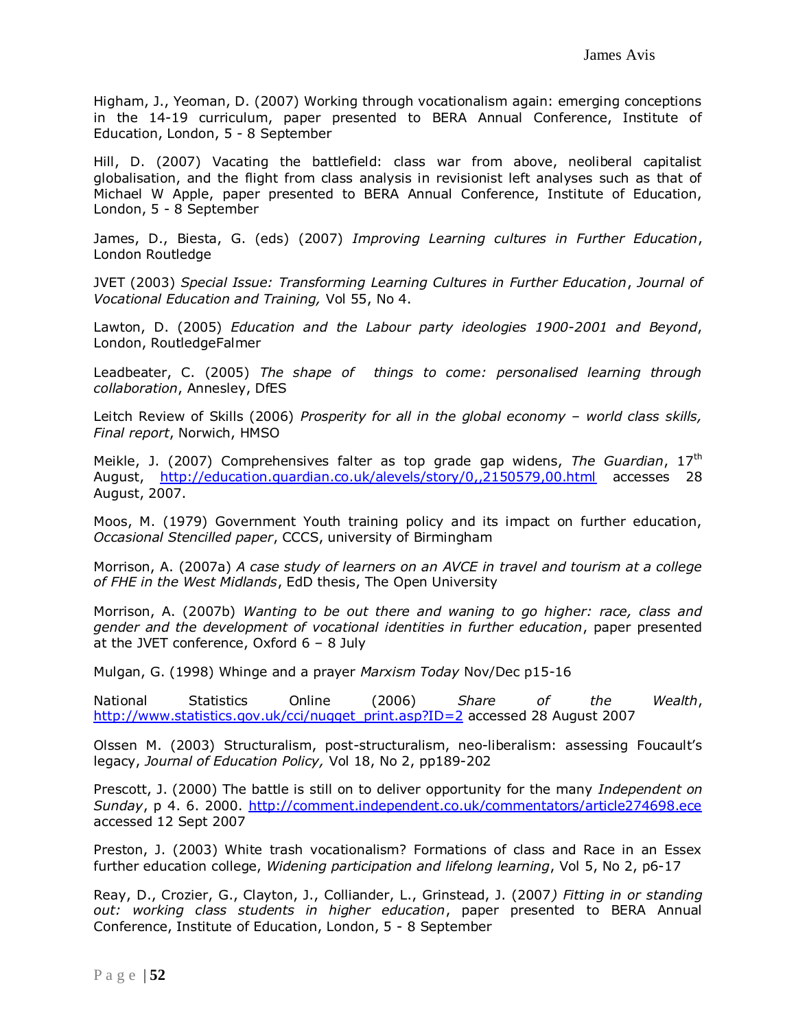Higham, J., Yeoman, D. (2007) Working through vocationalism again: emerging conceptions in the 14-19 curriculum, paper presented to BERA Annual Conference, Institute of Education, London, 5 - 8 September

Hill, D. (2007) Vacating the battlefield: class war from above, neoliberal capitalist globalisation, and the flight from class analysis in revisionist left analyses such as that of Michael W Apple, paper presented to BERA Annual Conference, Institute of Education, London, 5 - 8 September

James, D., Biesta, G. (eds) (2007) *Improving Learning cultures in Further Education*, London Routledge

JVET (2003) *Special Issue: Transforming Learning Cultures in Further Education*, *Journal of Vocational Education and Training,* Vol 55, No 4.

Lawton, D. (2005) *Education and the Labour party ideologies 1900-2001 and Beyond*, London, RoutledgeFalmer

Leadbeater, C. (2005) *The shape of things to come: personalised learning through collaboration*, Annesley, DfES

Leitch Review of Skills (2006) *Prosperity for all in the global economy – world class skills, Final report*, Norwich, HMSO

Meikle, J. (2007) Comprehensives falter as top grade gap widens, *The Guardian*, 17th August, http://education.guardian.co.uk/alevels/story/0,,2150579,00.html accesses 28 August, 2007.

Moos, M. (1979) Government Youth training policy and its impact on further education, *Occasional Stencilled paper*, CCCS, university of Birmingham

Morrison, A. (2007a) *A case study of learners on an AVCE in travel and tourism at a college of FHE in the West Midlands*, EdD thesis, The Open University

Morrison, A. (2007b) *Wanting to be out there and waning to go higher: race, class and gender and the development of vocational identities in further education*, paper presented at the JVET conference, Oxford 6 – 8 July

Mulgan, G. (1998) Whinge and a prayer *Marxism Today* Nov/Dec p15-16

National Statistics Online (2006) *Share of the Wealth*, http://www.statistics.gov.uk/cci/nugget_print.asp?ID=2 accessed 28 August 2007

Olssen M. (2003) Structuralism, post-structuralism, neo-liberalism: assessing Foucault's legacy, *Journal of Education Policy,* Vol 18, No 2, pp189-202

Prescott, J. (2000) The battle is still on to deliver opportunity for the many *Independent on Sunday*, p 4. 6. 2000. http://comment.independent.co.uk/commentators/article274698.ece accessed 12 Sept 2007

Preston, J. (2003) White trash vocationalism? Formations of class and Race in an Essex further education college, *Widening participation and lifelong learning*, Vol 5, No 2, p6-17

Reay, D., Crozier, G., Clayton, J., Colliander, L., Grinstead, J. (2007) *Fitting in or standing out: working class students in higher education*, paper presented to BERA Annual Conference, Institute of Education, London, 5 - 8 September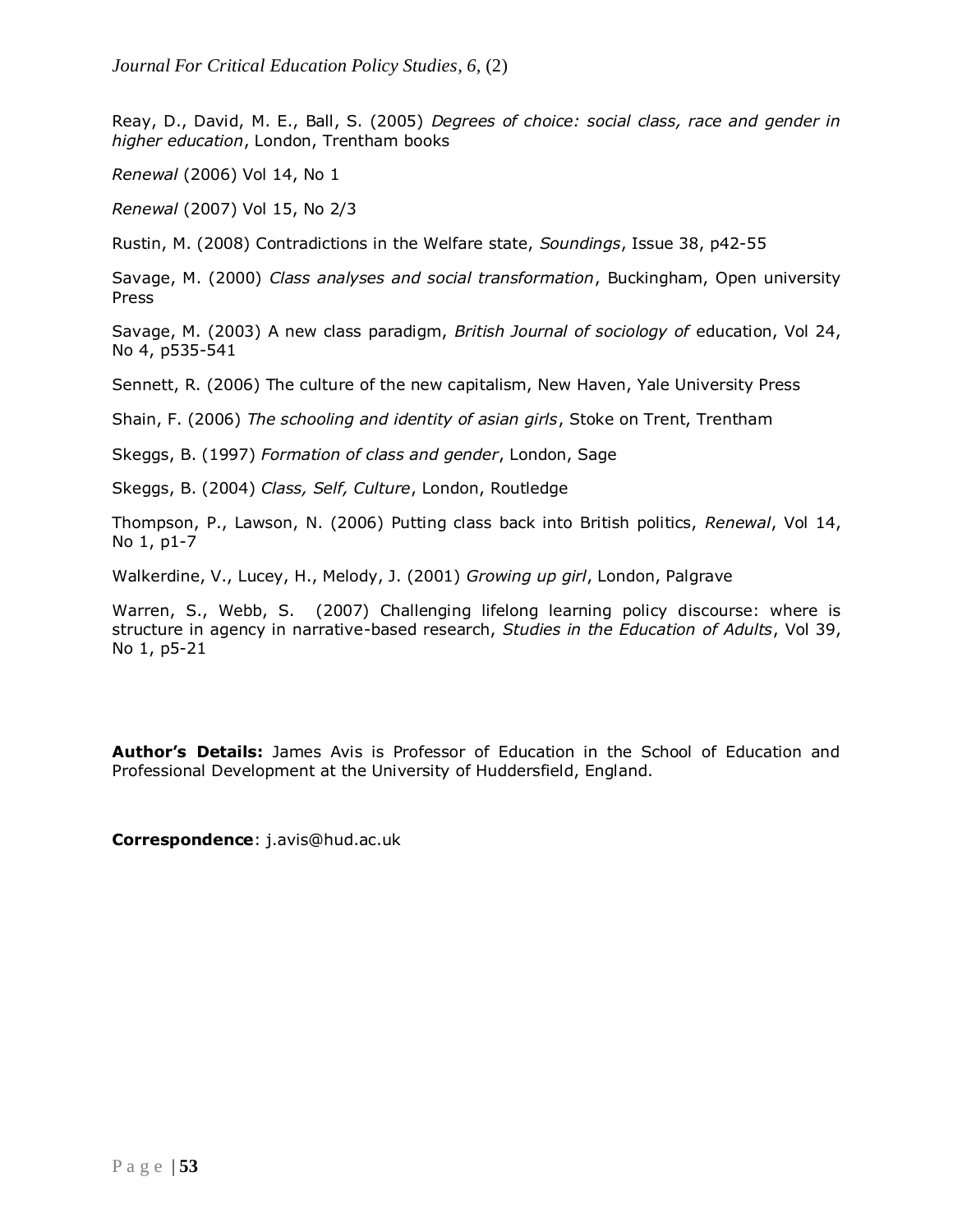Reay, D., David, M. E., Ball, S. (2005) *Degrees of choice: social class, race and gender in higher education*, London, Trentham books

*Renewal* (2006) Vol 14, No 1

*Renewal* (2007) Vol 15, No 2/3

Rustin, M. (2008) Contradictions in the Welfare state, *Soundings*, Issue 38, p42-55

Savage, M. (2000) *Class analyses and social transformation*, Buckingham, Open university Press

Savage, M. (2003) A new class paradigm, *British Journal of sociology of* education, Vol 24, No 4, p535-541

Sennett, R. (2006) The culture of the new capitalism, New Haven, Yale University Press

Shain, F. (2006) *The schooling and identity of asian girls*, Stoke on Trent, Trentham

Skeggs, B. (1997) *Formation of class and gender*, London, Sage

Skeggs, B. (2004) *Class, Self, Culture*, London, Routledge

Thompson, P., Lawson, N. (2006) Putting class back into British politics, *Renewal*, Vol 14, No 1, p1-7

Walkerdine, V., Lucey, H., Melody, J. (2001) *Growing up girl*, London, Palgrave

Warren, S., Webb, S. (2007) Challenging lifelong learning policy discourse: where is structure in agency in narrative-based research, *Studies in the Education of Adults*, Vol 39, No 1, p5-21

**Author's Details:** James Avis is Professor of Education in the School of Education and Professional Development at the University of Huddersfield, England.

**Correspondence**: j.avis@hud.ac.uk